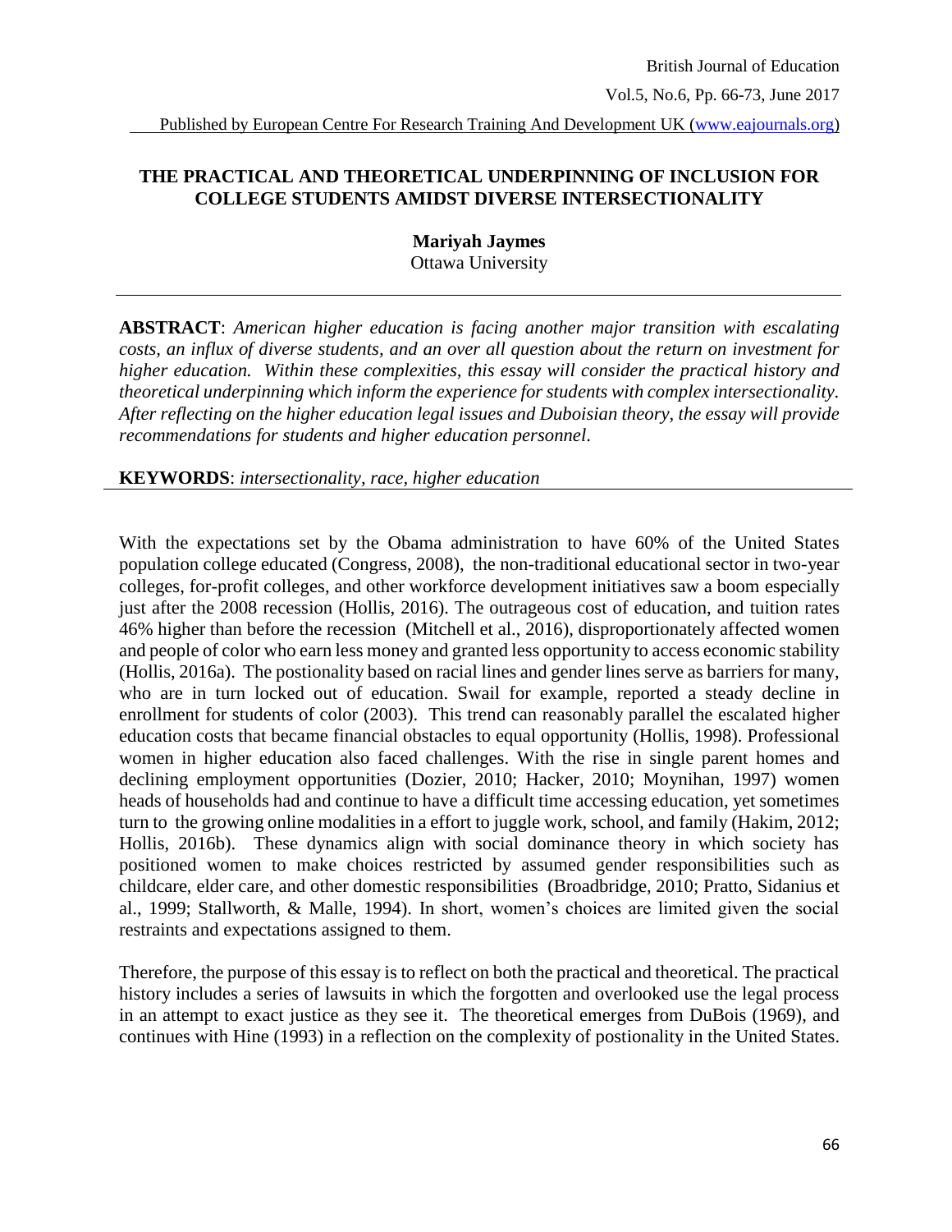# THE PRACTICAL AND THEORETICAL UNDERPINNING OF INCLUSION FOR COLLEGE STUDENTS AMIDST DIVERSE INTERSECTIONALITY

**Mariyah Jaymes**
Ottawa University

---

**ABSTRACT**: *American higher education is facing another major transition with escalating costs, an influx of diverse students, and an over all question about the return on investment for higher education. Within these complexities, this essay will consider the practical history and theoretical underpinning which inform the experience for students with complex intersectionality. After reflecting on the higher education legal issues and Duboisian theory, the essay will provide recommendations for students and higher education personnel.*

**KEYWORDS**: *intersectionality, race, higher education*

---

With the expectations set by the Obama administration to have 60% of the United States population college educated (Congress, 2008), the non-traditional educational sector in two-year colleges, for-profit colleges, and other workforce development initiatives saw a boom especially just after the 2008 recession (Hollis, 2016). The outrageous cost of education, and tuition rates 46% higher than before the recession (Mitchell et al., 2016), disproportionately affected women and people of color who earn less money and granted less opportunity to access economic stability (Hollis, 2016a). The postionality based on racial lines and gender lines serve as barriers for many, who are in turn locked out of education. Swail for example, reported a steady decline in enrollment for students of color (2003). This trend can reasonably parallel the escalated higher education costs that became financial obstacles to equal opportunity (Hollis, 1998). Professional women in higher education also faced challenges. With the rise in single parent homes and declining employment opportunities (Dozier, 2010; Hacker, 2010; Moynihan, 1997) women heads of households had and continue to have a difficult time accessing education, yet sometimes turn to the growing online modalities in a effort to juggle work, school, and family (Hakim, 2012; Hollis, 2016b). These dynamics align with social dominance theory in which society has positioned women to make choices restricted by assumed gender responsibilities such as childcare, elder care, and other domestic responsibilities (Broadbridge, 2010; Pratto, Sidanius et al., 1999; Stallworth, & Malle, 1994). In short, women's choices are limited given the social restraints and expectations assigned to them.

Therefore, the purpose of this essay is to reflect on both the practical and theoretical. The practical history includes a series of lawsuits in which the forgotten and overlooked use the legal process in an attempt to exact justice as they see it. The theoretical emerges from DuBois (1969), and continues with Hine (1993) in a reflection on the complexity of postionality in the United States.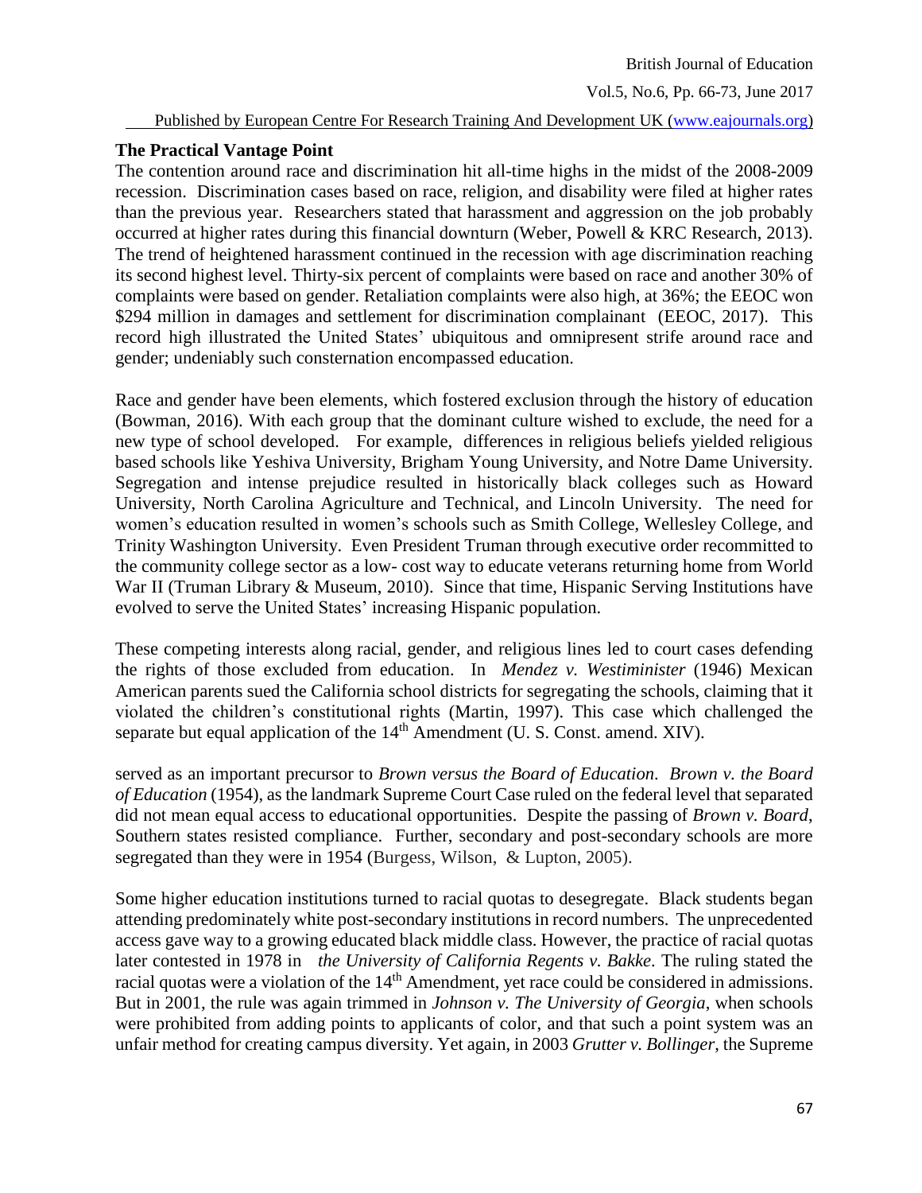### The Practical Vantage Point

The contention around race and discrimination hit all-time highs in the midst of the 2008-2009 recession. Discrimination cases based on race, religion, and disability were filed at higher rates than the previous year. Researchers stated that harassment and aggression on the job probably occurred at higher rates during this financial downturn (Weber, Powell & KRC Research, 2013). The trend of heightened harassment continued in the recession with age discrimination reaching its second highest level. Thirty-six percent of complaints were based on race and another 30% of complaints were based on gender. Retaliation complaints were also high, at 36%; the EEOC won $294 million in damages and settlement for discrimination complainant (EEOC, 2017). This record high illustrated the United States' ubiquitous and omnipresent strife around race and gender; undeniably such consternation encompassed education.

Race and gender have been elements, which fostered exclusion through the history of education (Bowman, 2016). With each group that the dominant culture wished to exclude, the need for a new type of school developed. For example, differences in religious beliefs yielded religious based schools like Yeshiva University, Brigham Young University, and Notre Dame University. Segregation and intense prejudice resulted in historically black colleges such as Howard University, North Carolina Agriculture and Technical, and Lincoln University. The need for women's education resulted in women's schools such as Smith College, Wellesley College, and Trinity Washington University. Even President Truman through executive order recommitted to the community college sector as a low- cost way to educate veterans returning home from World War II (Truman Library & Museum, 2010). Since that time, Hispanic Serving Institutions have evolved to serve the United States' increasing Hispanic population.

These competing interests along racial, gender, and religious lines led to court cases defending the rights of those excluded from education. In *Mendez v. Westiminister* (1946) Mexican American parents sued the California school districts for segregating the schools, claiming that it violated the children's constitutional rights (Martin, 1997). This case which challenged the separate but equal application of the 14th Amendment (U. S. Const. amend. XIV).

served as an important precursor to *Brown versus the Board of Education*. *Brown v. the Board of Education* (1954), as the landmark Supreme Court Case ruled on the federal level that separated did not mean equal access to educational opportunities. Despite the passing of *Brown v. Board*, Southern states resisted compliance. Further, secondary and post-secondary schools are more segregated than they were in 1954 (Burgess, Wilson, & Lupton, 2005).

Some higher education institutions turned to racial quotas to desegregate. Black students began attending predominately white post-secondary institutions in record numbers. The unprecedented access gave way to a growing educated black middle class. However, the practice of racial quotas later contested in 1978 in *the University of California Regents v. Bakke*. The ruling stated the racial quotas were a violation of the 14th Amendment, yet race could be considered in admissions. But in 2001, the rule was again trimmed in *Johnson v. The University of Georgia*, when schools were prohibited from adding points to applicants of color, and that such a point system was an unfair method for creating campus diversity. Yet again, in 2003 *Grutter v. Bollinger*, the Supreme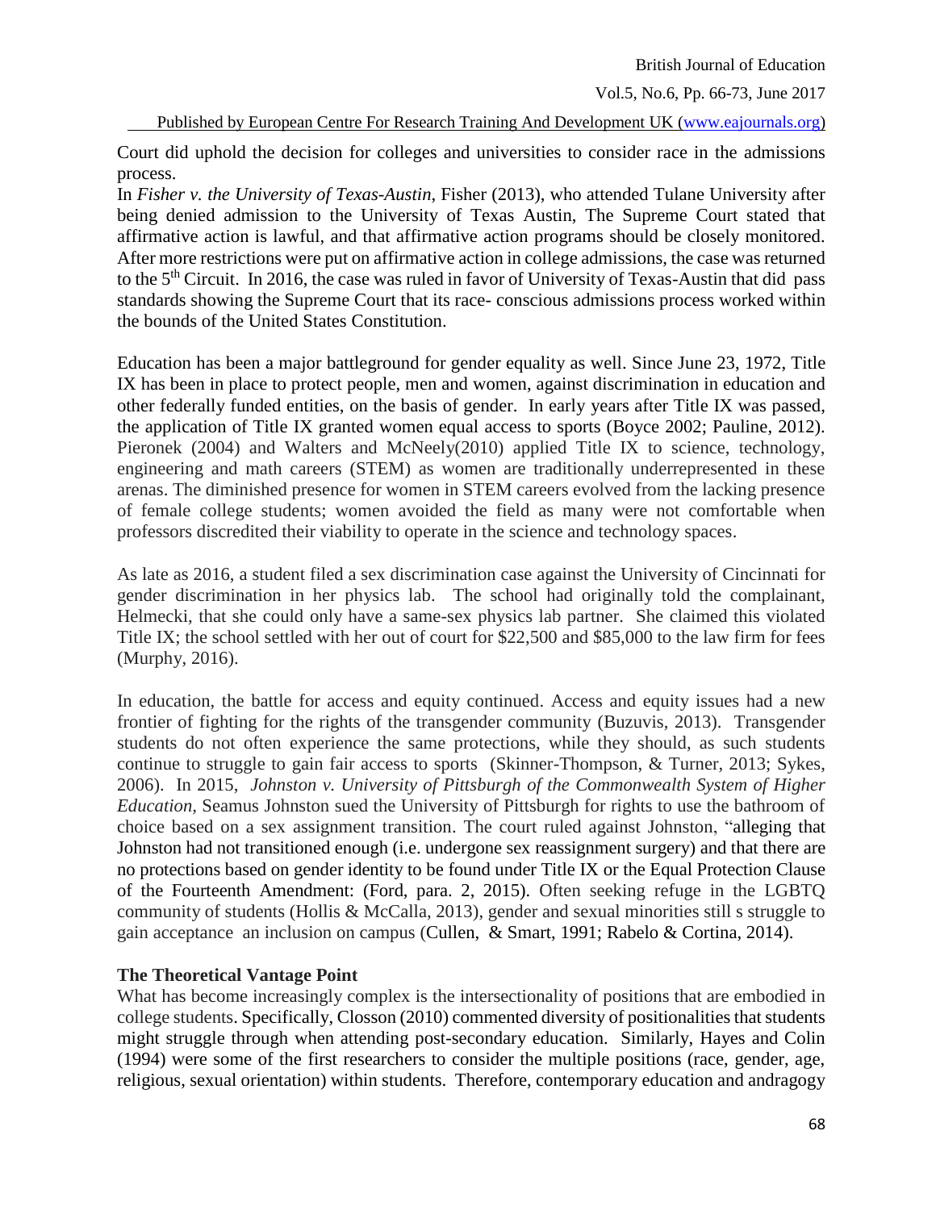Court did uphold the decision for colleges and universities to consider race in the admissions process.

In *Fisher v. the University of Texas-Austin*, Fisher (2013), who attended Tulane University after being denied admission to the University of Texas Austin, The Supreme Court stated that affirmative action is lawful, and that affirmative action programs should be closely monitored. After more restrictions were put on affirmative action in college admissions, the case was returned to the 5th Circuit. In 2016, the case was ruled in favor of University of Texas-Austin that did pass standards showing the Supreme Court that its race- conscious admissions process worked within the bounds of the United States Constitution.

Education has been a major battleground for gender equality as well. Since June 23, 1972, Title IX has been in place to protect people, men and women, against discrimination in education and other federally funded entities, on the basis of gender. In early years after Title IX was passed, the application of Title IX granted women equal access to sports (Boyce 2002; Pauline, 2012). Pieronek (2004) and Walters and McNeely(2010) applied Title IX to science, technology, engineering and math careers (STEM) as women are traditionally underrepresented in these arenas. The diminished presence for women in STEM careers evolved from the lacking presence of female college students; women avoided the field as many were not comfortable when professors discredited their viability to operate in the science and technology spaces.

As late as 2016, a student filed a sex discrimination case against the University of Cincinnati for gender discrimination in her physics lab. The school had originally told the complainant, Helmecki, that she could only have a same-sex physics lab partner. She claimed this violated Title IX; the school settled with her out of court for $22,500 and $85,000 to the law firm for fees (Murphy, 2016).

In education, the battle for access and equity continued. Access and equity issues had a new frontier of fighting for the rights of the transgender community (Buzuvis, 2013). Transgender students do not often experience the same protections, while they should, as such students continue to struggle to gain fair access to sports (Skinner-Thompson, & Turner, 2013; Sykes, 2006). In 2015, *Johnston v. University of Pittsburgh of the Commonwealth System of Higher Education*, Seamus Johnston sued the University of Pittsburgh for rights to use the bathroom of choice based on a sex assignment transition. The court ruled against Johnston, "alleging that Johnston had not transitioned enough (i.e. undergone sex reassignment surgery) and that there are no protections based on gender identity to be found under Title IX or the Equal Protection Clause of the Fourteenth Amendment: (Ford, para. 2, 2015). Often seeking refuge in the LGBTQ community of students (Hollis & McCalla, 2013), gender and sexual minorities still s struggle to gain acceptance an inclusion on campus (Cullen, & Smart, 1991; Rabelo & Cortina, 2014).

### The Theoretical Vantage Point

What has become increasingly complex is the intersectionality of positions that are embodied in college students. Specifically, Closson (2010) commented diversity of positionalities that students might struggle through when attending post-secondary education. Similarly, Hayes and Colin (1994) were some of the first researchers to consider the multiple positions (race, gender, age, religious, sexual orientation) within students. Therefore, contemporary education and andragogy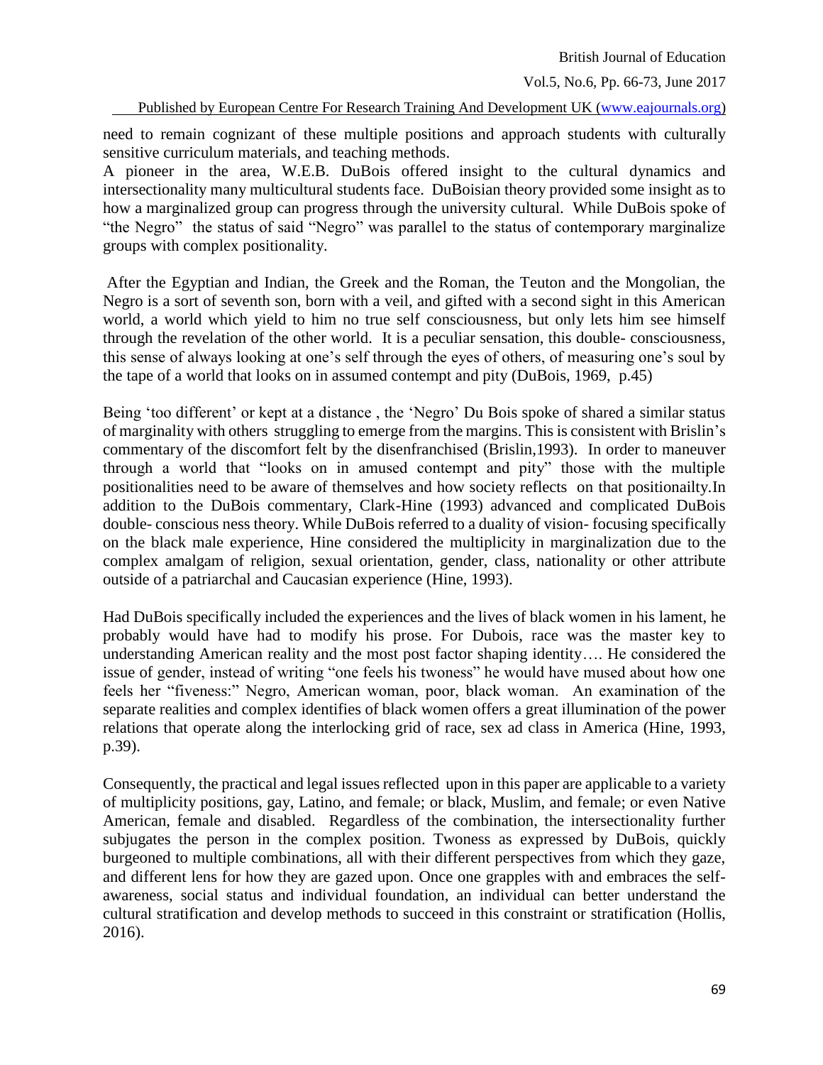need to remain cognizant of these multiple positions and approach students with culturally sensitive curriculum materials, and teaching methods.

A pioneer in the area, W.E.B. DuBois offered insight to the cultural dynamics and intersectionality many multicultural students face. DuBoisian theory provided some insight as to how a marginalized group can progress through the university cultural. While DuBois spoke of "the Negro" the status of said "Negro" was parallel to the status of contemporary marginalize groups with complex positionality.

> After the Egyptian and Indian, the Greek and the Roman, the Teuton and the Mongolian, the Negro is a sort of seventh son, born with a veil, and gifted with a second sight in this American world, a world which yield to him no true self consciousness, but only lets him see himself through the revelation of the other world. It is a peculiar sensation, this double- consciousness, this sense of always looking at one's self through the eyes of others, of measuring one's soul by the tape of a world that looks on in assumed contempt and pity (DuBois, 1969, p.45)

Being 'too different' or kept at a distance , the 'Negro' Du Bois spoke of shared a similar status of marginality with others struggling to emerge from the margins. This is consistent with Brislin's commentary of the discomfort felt by the disenfranchised (Brislin,1993). In order to maneuver through a world that "looks on in amused contempt and pity" those with the multiple positionalities need to be aware of themselves and how society reflects on that positionailty.In addition to the DuBois commentary, Clark-Hine (1993) advanced and complicated DuBois double- conscious ness theory. While DuBois referred to a duality of vision- focusing specifically on the black male experience, Hine considered the multiplicity in marginalization due to the complex amalgam of religion, sexual orientation, gender, class, nationality or other attribute outside of a patriarchal and Caucasian experience (Hine, 1993).

> Had DuBois specifically included the experiences and the lives of black women in his lament, he probably would have had to modify his prose. For Dubois, race was the master key to understanding American reality and the most post factor shaping identity…. He considered the issue of gender, instead of writing "one feels his twoness" he would have mused about how one feels her "fiveness:" Negro, American woman, poor, black woman. An examination of the separate realities and complex identifies of black women offers a great illumination of the power relations that operate along the interlocking grid of race, sex ad class in America (Hine, 1993, p.39).

Consequently, the practical and legal issues reflected upon in this paper are applicable to a variety of multiplicity positions, gay, Latino, and female; or black, Muslim, and female; or even Native American, female and disabled. Regardless of the combination, the intersectionality further subjugates the person in the complex position. Twoness as expressed by DuBois, quickly burgeoned to multiple combinations, all with their different perspectives from which they gaze, and different lens for how they are gazed upon. Once one grapples with and embraces the self-awareness, social status and individual foundation, an individual can better understand the cultural stratification and develop methods to succeed in this constraint or stratification (Hollis, 2016).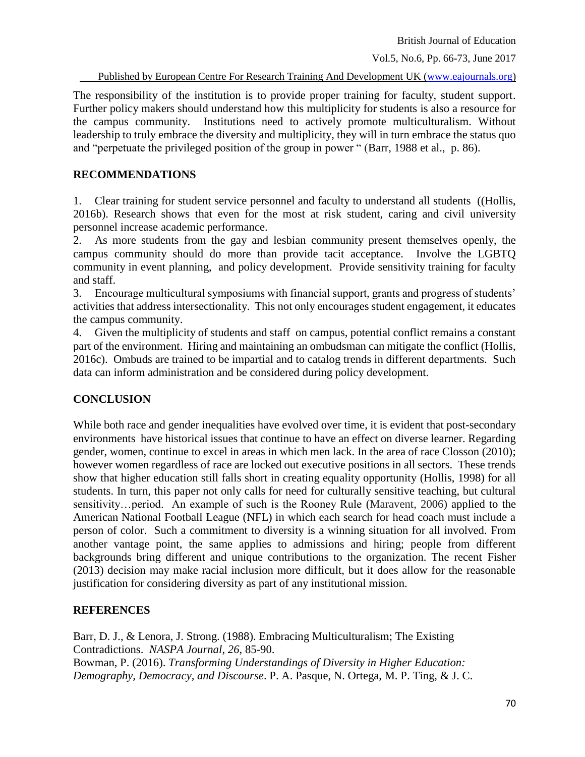The responsibility of the institution is to provide proper training for faculty, student support. Further policy makers should understand how this multiplicity for students is also a resource for the campus community. Institutions need to actively promote multiculturalism. Without leadership to truly embrace the diversity and multiplicity, they will in turn embrace the status quo and "perpetuate the privileged position of the group in power " (Barr, 1988 et al., p. 86).

## RECOMMENDATIONS

1. Clear training for student service personnel and faculty to understand all students ((Hollis, 2016b). Research shows that even for the most at risk student, caring and civil university personnel increase academic performance.
2. As more students from the gay and lesbian community present themselves openly, the campus community should do more than provide tacit acceptance. Involve the LGBTQ community in event planning, and policy development. Provide sensitivity training for faculty and staff.
3. Encourage multicultural symposiums with financial support, grants and progress of students' activities that address intersectionality. This not only encourages student engagement, it educates the campus community.
4. Given the multiplicity of students and staff on campus, potential conflict remains a constant part of the environment. Hiring and maintaining an ombudsman can mitigate the conflict (Hollis, 2016c). Ombuds are trained to be impartial and to catalog trends in different departments. Such data can inform administration and be considered during policy development.

## CONCLUSION

While both race and gender inequalities have evolved over time, it is evident that post-secondary environments have historical issues that continue to have an effect on diverse learner. Regarding gender, women, continue to excel in areas in which men lack. In the area of race Closson (2010); however women regardless of race are locked out executive positions in all sectors. These trends show that higher education still falls short in creating equality opportunity (Hollis, 1998) for all students. In turn, this paper not only calls for need for culturally sensitive teaching, but cultural sensitivity…period. An example of such is the Rooney Rule (Maravent, 2006) applied to the American National Football League (NFL) in which each search for head coach must include a person of color. Such a commitment to diversity is a winning situation for all involved. From another vantage point, the same applies to admissions and hiring; people from different backgrounds bring different and unique contributions to the organization. The recent Fisher (2013) decision may make racial inclusion more difficult, but it does allow for the reasonable justification for considering diversity as part of any institutional mission.

## REFERENCES

Barr, D. J., & Lenora, J. Strong. (1988). Embracing Multiculturalism; The Existing Contradictions. *NASPA Journal*, *26*, 85-90.

Bowman, P. (2016). *Transforming Understandings of Diversity in Higher Education: Demography, Democracy, and Discourse*. P. A. Pasque, N. Ortega, M. P. Ting, & J. C.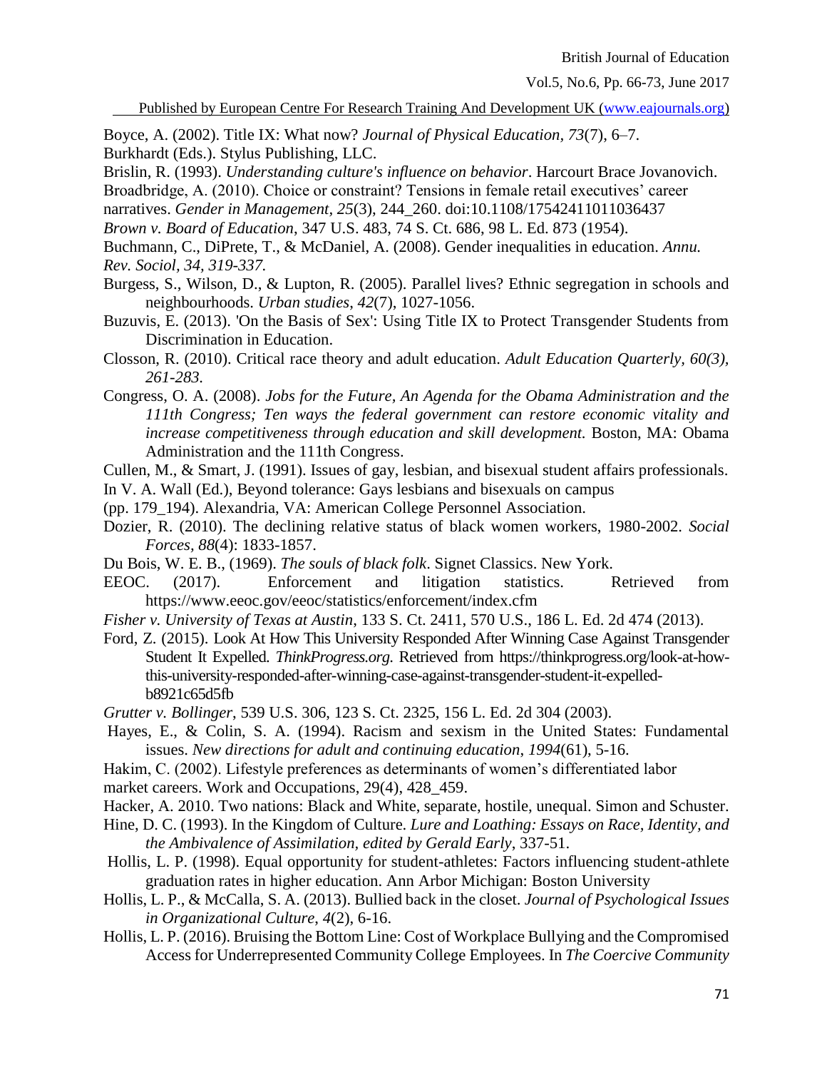Boyce, A. (2002). Title IX: What now? *Journal of Physical Education*, *73*(7), 6–7.

Burkhardt (Eds.). Stylus Publishing, LLC.

Brislin, R. (1993). *Understanding culture's influence on behavior*. Harcourt Brace Jovanovich.

Broadbridge, A. (2010). Choice or constraint? Tensions in female retail executives' career narratives. *Gender in Management*, *25*(3), 244_260. doi:10.1108/17542411011036437

*Brown v. Board of Education*, 347 U.S. 483, 74 S. Ct. 686, 98 L. Ed. 873 (1954).

Buchmann, C., DiPrete, T., & McDaniel, A. (2008). Gender inequalities in education. *Annu. Rev. Sociol*, *34, 319-337.*

Burgess, S., Wilson, D., & Lupton, R. (2005). Parallel lives? Ethnic segregation in schools and neighbourhoods. *Urban studies*, *42*(7), 1027-1056.

Buzuvis, E. (2013). 'On the Basis of Sex': Using Title IX to Protect Transgender Students from Discrimination in Education.

Closson, R. (2010). Critical race theory and adult education. *Adult Education Quarterly, 60(3), 261-283.*

Congress, O. A. (2008). *Jobs for the Future, An Agenda for the Obama Administration and the 111th Congress; Ten ways the federal government can restore economic vitality and increase competitiveness through education and skill development.* Boston, MA: Obama Administration and the 111th Congress.

Cullen, M., & Smart, J. (1991). Issues of gay, lesbian, and bisexual student affairs professionals. In V. A. Wall (Ed.), Beyond tolerance: Gays lesbians and bisexuals on campus (pp. 179_194). Alexandria, VA: American College Personnel Association.

Dozier, R. (2010). The declining relative status of black women workers, 1980-2002. *Social Forces*, *88*(4): 1833-1857.

Du Bois, W. E. B., (1969). *The souls of black folk*. Signet Classics. New York.

EEOC. (2017). Enforcement and litigation statistics. Retrieved from https://www.eeoc.gov/eeoc/statistics/enforcement/index.cfm

*Fisher v. University of Texas at Austin*, 133 S. Ct. 2411, 570 U.S., 186 L. Ed. 2d 474 (2013).

Ford, Z. (2015). Look At How This University Responded After Winning Case Against Transgender Student It Expelled. *ThinkProgress.org.* Retrieved from https://thinkprogress.org/look-at-how-this-university-responded-after-winning-case-against-transgender-student-it-expelled-b8921c65d5fb

*Grutter v. Bollinger*, 539 U.S. 306, 123 S. Ct. 2325, 156 L. Ed. 2d 304 (2003).

Hayes, E., & Colin, S. A. (1994). Racism and sexism in the United States: Fundamental issues. *New directions for adult and continuing education*, *1994*(61), 5-16.

Hakim, C. (2002). Lifestyle preferences as determinants of women's differentiated labor market careers. Work and Occupations, 29(4), 428_459.

Hacker, A. 2010. Two nations: Black and White, separate, hostile, unequal. Simon and Schuster.

Hine, D. C. (1993). In the Kingdom of Culture. *Lure and Loathing: Essays on Race, Identity, and the Ambivalence of Assimilation, edited by Gerald Early*, 337-51.

Hollis, L. P. (1998). Equal opportunity for student-athletes: Factors influencing student-athlete graduation rates in higher education. Ann Arbor Michigan: Boston University

Hollis, L. P., & McCalla, S. A. (2013). Bullied back in the closet. *Journal of Psychological Issues in Organizational Culture*, *4*(2), 6-16.

Hollis, L. P. (2016). Bruising the Bottom Line: Cost of Workplace Bullying and the Compromised Access for Underrepresented Community College Employees. In *The Coercive Community*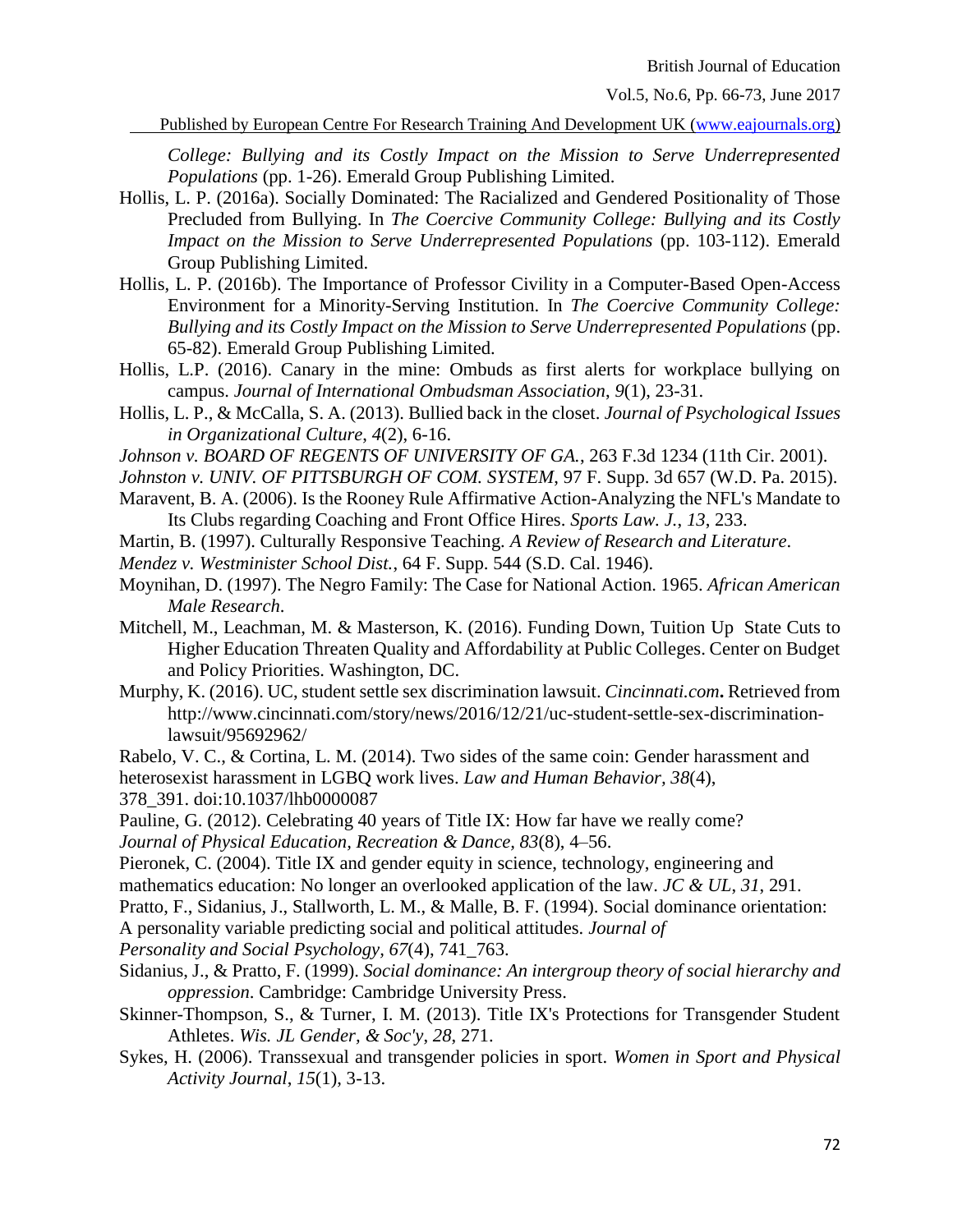*College: Bullying and its Costly Impact on the Mission to Serve Underrepresented Populations* (pp. 1-26). Emerald Group Publishing Limited.

Hollis, L. P. (2016a). Socially Dominated: The Racialized and Gendered Positionality of Those Precluded from Bullying. In *The Coercive Community College: Bullying and its Costly Impact on the Mission to Serve Underrepresented Populations* (pp. 103-112). Emerald Group Publishing Limited.

Hollis, L. P. (2016b). The Importance of Professor Civility in a Computer-Based Open-Access Environment for a Minority-Serving Institution. In *The Coercive Community College: Bullying and its Costly Impact on the Mission to Serve Underrepresented Populations* (pp. 65-82). Emerald Group Publishing Limited.

Hollis, L.P. (2016). Canary in the mine: Ombuds as first alerts for workplace bullying on campus. *Journal of International Ombudsman Association*, *9*(1), 23-31.

Hollis, L. P., & McCalla, S. A. (2013). Bullied back in the closet. *Journal of Psychological Issues in Organizational Culture*, *4*(2), 6-16.

*Johnson v. BOARD OF REGENTS OF UNIVERSITY OF GA.*, 263 F.3d 1234 (11th Cir. 2001).

*Johnston v. UNIV. OF PITTSBURGH OF COM. SYSTEM*, 97 F. Supp. 3d 657 (W.D. Pa. 2015).

Maravent, B. A. (2006). Is the Rooney Rule Affirmative Action-Analyzing the NFL's Mandate to Its Clubs regarding Coaching and Front Office Hires. *Sports Law. J.*, *13*, 233.

Martin, B. (1997). Culturally Responsive Teaching. *A Review of Research and Literature*.

*Mendez v. Westminister School Dist.*, 64 F. Supp. 544 (S.D. Cal. 1946).

Moynihan, D. (1997). The Negro Family: The Case for National Action. 1965. *African American Male Research*.

Mitchell, M., Leachman, M. & Masterson, K. (2016). Funding Down, Tuition Up State Cuts to Higher Education Threaten Quality and Affordability at Public Colleges. Center on Budget and Policy Priorities. Washington, DC.

Murphy, K. (2016). UC, student settle sex discrimination lawsuit. *Cincinnati.com***.** Retrieved from http://www.cincinnati.com/story/news/2016/12/21/uc-student-settle-sex-discrimination-lawsuit/95692962/

Rabelo, V. C., & Cortina, L. M. (2014). Two sides of the same coin: Gender harassment and heterosexist harassment in LGBQ work lives. *Law and Human Behavior, 38*(4), 378_391. doi:10.1037/lhb0000087

Pauline, G. (2012). Celebrating 40 years of Title IX: How far have we really come? *Journal of Physical Education, Recreation & Dance, 83*(8), 4–56.

Pieronek, C. (2004). Title IX and gender equity in science, technology, engineering and mathematics education: No longer an overlooked application of the law. *JC & UL*, *31*, 291.

Pratto, F., Sidanius, J., Stallworth, L. M., & Malle, B. F. (1994). Social dominance orientation: A personality variable predicting social and political attitudes. *Journal of Personality and Social Psychology, 67*(4), 741_763.

Sidanius, J., & Pratto, F. (1999). *Social dominance: An intergroup theory of social hierarchy and oppression*. Cambridge: Cambridge University Press.

Skinner-Thompson, S., & Turner, I. M. (2013). Title IX's Protections for Transgender Student Athletes. *Wis. JL Gender, & Soc'y*, *28*, 271.

Sykes, H. (2006). Transsexual and transgender policies in sport. *Women in Sport and Physical Activity Journal*, *15*(1), 3-13.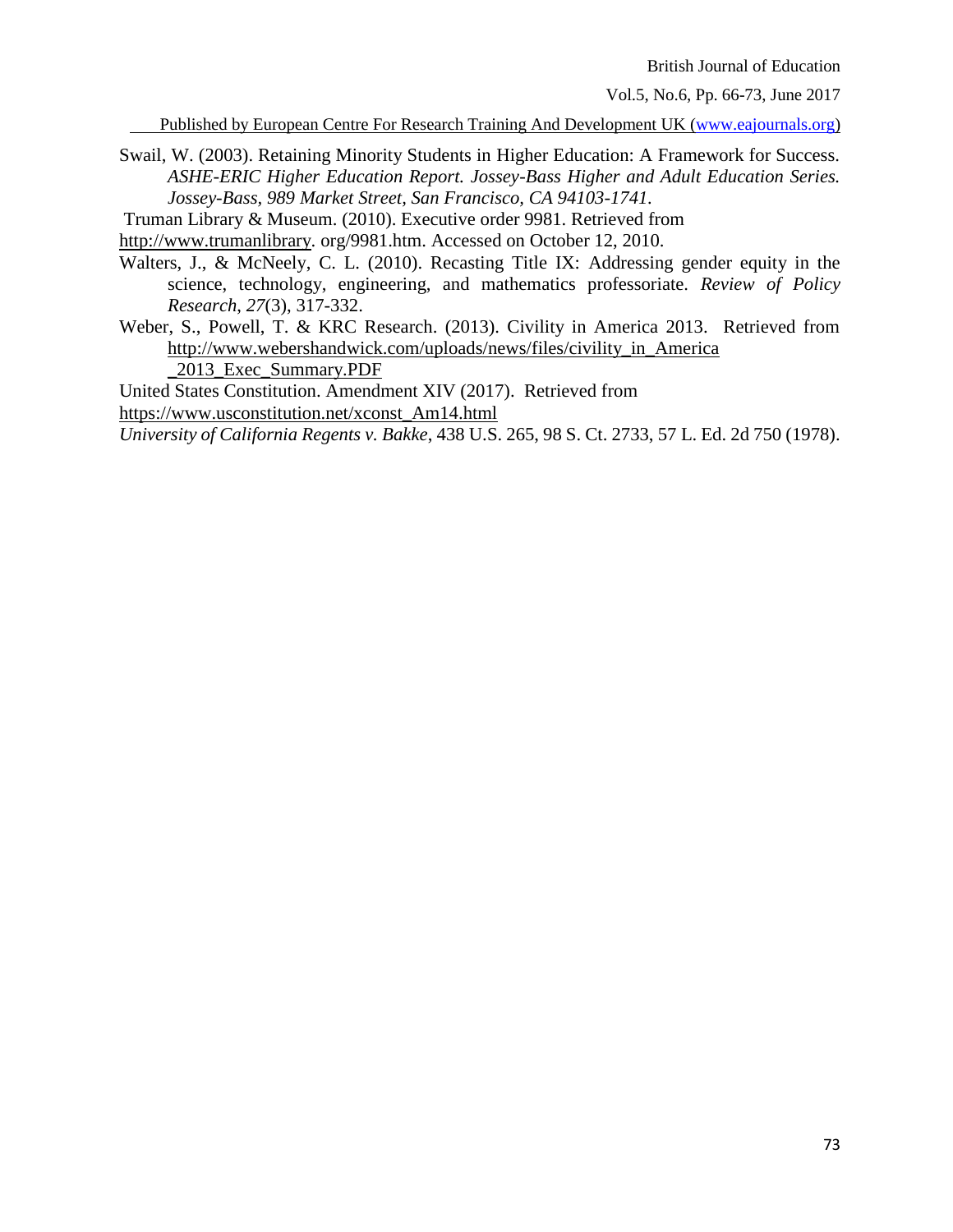Swail, W. (2003). Retaining Minority Students in Higher Education: A Framework for Success. *ASHE-ERIC Higher Education Report. Jossey-Bass Higher and Adult Education Series. Jossey-Bass, 989 Market Street, San Francisco, CA 94103-1741.*

Truman Library & Museum. (2010). Executive order 9981. Retrieved from http://www.trumanlibrary. org/9981.htm. Accessed on October 12, 2010.

Walters, J., & McNeely, C. L. (2010). Recasting Title IX: Addressing gender equity in the science, technology, engineering, and mathematics professoriate. *Review of Policy Research*, *27*(3), 317-332.

Weber, S., Powell, T. & KRC Research. (2013). Civility in America 2013. Retrieved from http://www.webershandwick.com/uploads/news/files/civility_in_America _2013_Exec_Summary.PDF

United States Constitution. Amendment XIV (2017). Retrieved from https://www.usconstitution.net/xconst_Am14.html

*University of California Regents v. Bakke*, 438 U.S. 265, 98 S. Ct. 2733, 57 L. Ed. 2d 750 (1978).